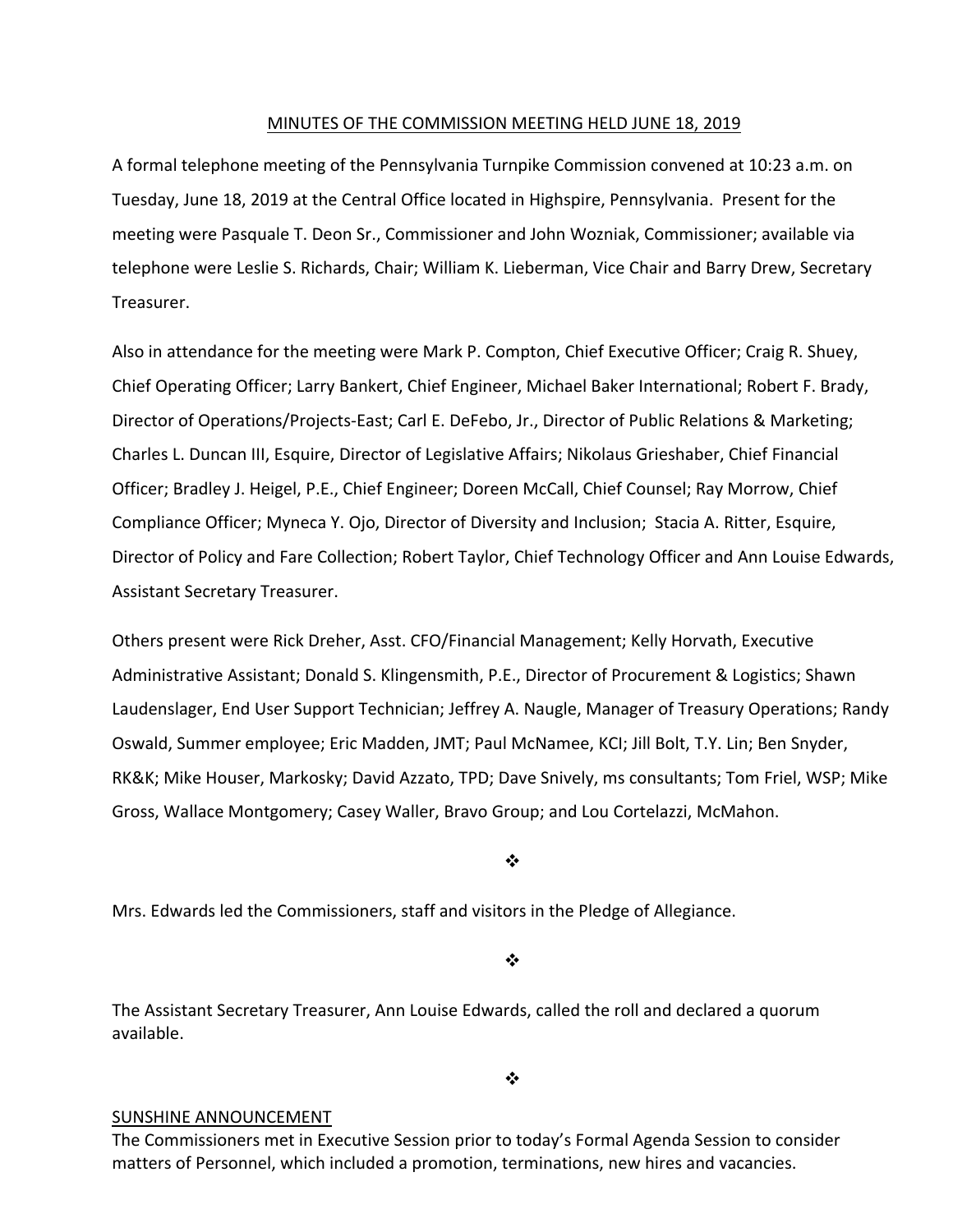# MINUTES OF THE COMMISSION MEETING HELD JUNE 18, 2019

A formal telephone meeting of the Pennsylvania Turnpike Commission convened at 10:23 a.m. on Tuesday, June 18, 2019 at the Central Office located in Highspire, Pennsylvania. Present for the meeting were Pasquale T. Deon Sr., Commissioner and John Wozniak, Commissioner; available via telephone were Leslie S. Richards, Chair; William K. Lieberman, Vice Chair and Barry Drew, Secretary Treasurer.

Also in attendance for the meeting were Mark P. Compton, Chief Executive Officer; Craig R. Shuey, Chief Operating Officer; Larry Bankert, Chief Engineer, Michael Baker International; Robert F. Brady, Director of Operations/Projects-East; Carl E. DeFebo, Jr., Director of Public Relations & Marketing; Charles L. Duncan III, Esquire, Director of Legislative Affairs; Nikolaus Grieshaber, Chief Financial Officer; Bradley J. Heigel, P.E., Chief Engineer; Doreen McCall, Chief Counsel; Ray Morrow, Chief Compliance Officer; Myneca Y. Ojo, Director of Diversity and Inclusion; Stacia A. Ritter, Esquire, Director of Policy and Fare Collection; Robert Taylor, Chief Technology Officer and Ann Louise Edwards, Assistant Secretary Treasurer.

Others present were Rick Dreher, Asst. CFO/Financial Management; Kelly Horvath, Executive Administrative Assistant; Donald S. Klingensmith, P.E., Director of Procurement & Logistics; Shawn Laudenslager, End User Support Technician; Jeffrey A. Naugle, Manager of Treasury Operations; Randy Oswald, Summer employee; Eric Madden, JMT; Paul McNamee, KCI; Jill Bolt, T.Y. Lin; Ben Snyder, RK&K; Mike Houser, Markosky; David Azzato, TPD; Dave Snively, ms consultants; Tom Friel, WSP; Mike Gross, Wallace Montgomery; Casey Waller, Bravo Group; and Lou Cortelazzi, McMahon.

❖

Mrs. Edwards led the Commissioners, staff and visitors in the Pledge of Allegiance.

❖

The Assistant Secretary Treasurer, Ann Louise Edwards, called the roll and declared a quorum available.

❖

## SUNSHINE ANNOUNCEMENT

The Commissioners met in Executive Session prior to today's Formal Agenda Session to consider matters of Personnel, which included a promotion, terminations, new hires and vacancies.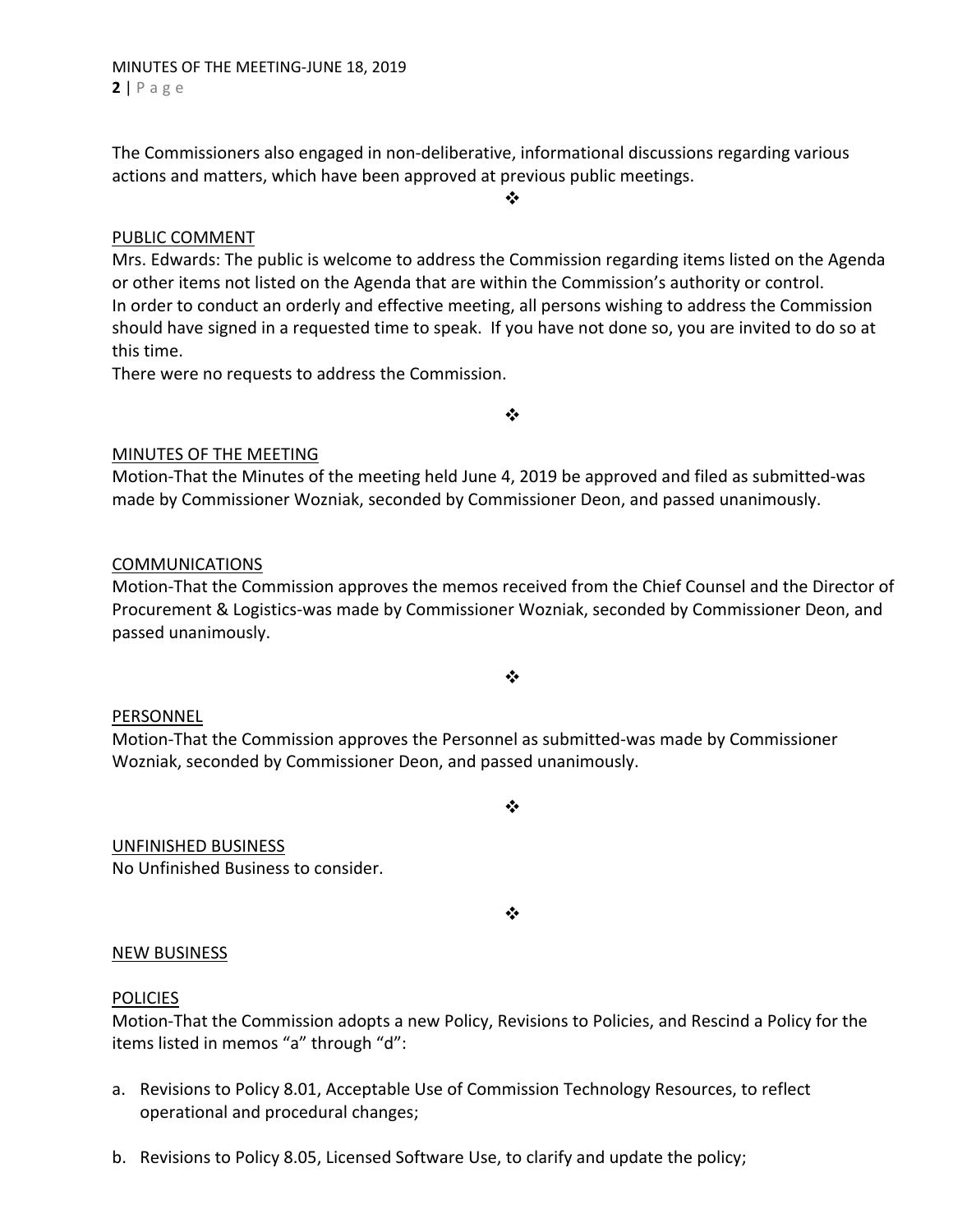The Commissioners also engaged in non-deliberative, informational discussions regarding various actions and matters, which have been approved at previous public meetings.

❖

PUBLIC COMMENT

Mrs. Edwards: The public is welcome to address the Commission regarding items listed on the Agenda or other items not listed on the Agenda that are within the Commission's authority or control.
In order to conduct an orderly and effective meeting, all persons wishing to address the Commission should have signed in a requested time to speak. If you have not done so, you are invited to do so at this time.
There were no requests to address the Commission.

❖

MINUTES OF THE MEETING

Motion-That the Minutes of the meeting held June 4, 2019 be approved and filed as submitted-was made by Commissioner Wozniak, seconded by Commissioner Deon, and passed unanimously.

COMMUNICATIONS

Motion-That the Commission approves the memos received from the Chief Counsel and the Director of Procurement & Logistics-was made by Commissioner Wozniak, seconded by Commissioner Deon, and passed unanimously.

❖

PERSONNEL

Motion-That the Commission approves the Personnel as submitted-was made by Commissioner Wozniak, seconded by Commissioner Deon, and passed unanimously.

❖

UNFINISHED BUSINESS

No Unfinished Business to consider.

❖

NEW BUSINESS

POLICIES

Motion-That the Commission adopts a new Policy, Revisions to Policies, and Rescind a Policy for the items listed in memos "a" through "d":

a. Revisions to Policy 8.01, Acceptable Use of Commission Technology Resources, to reflect operational and procedural changes;

b. Revisions to Policy 8.05, Licensed Software Use, to clarify and update the policy;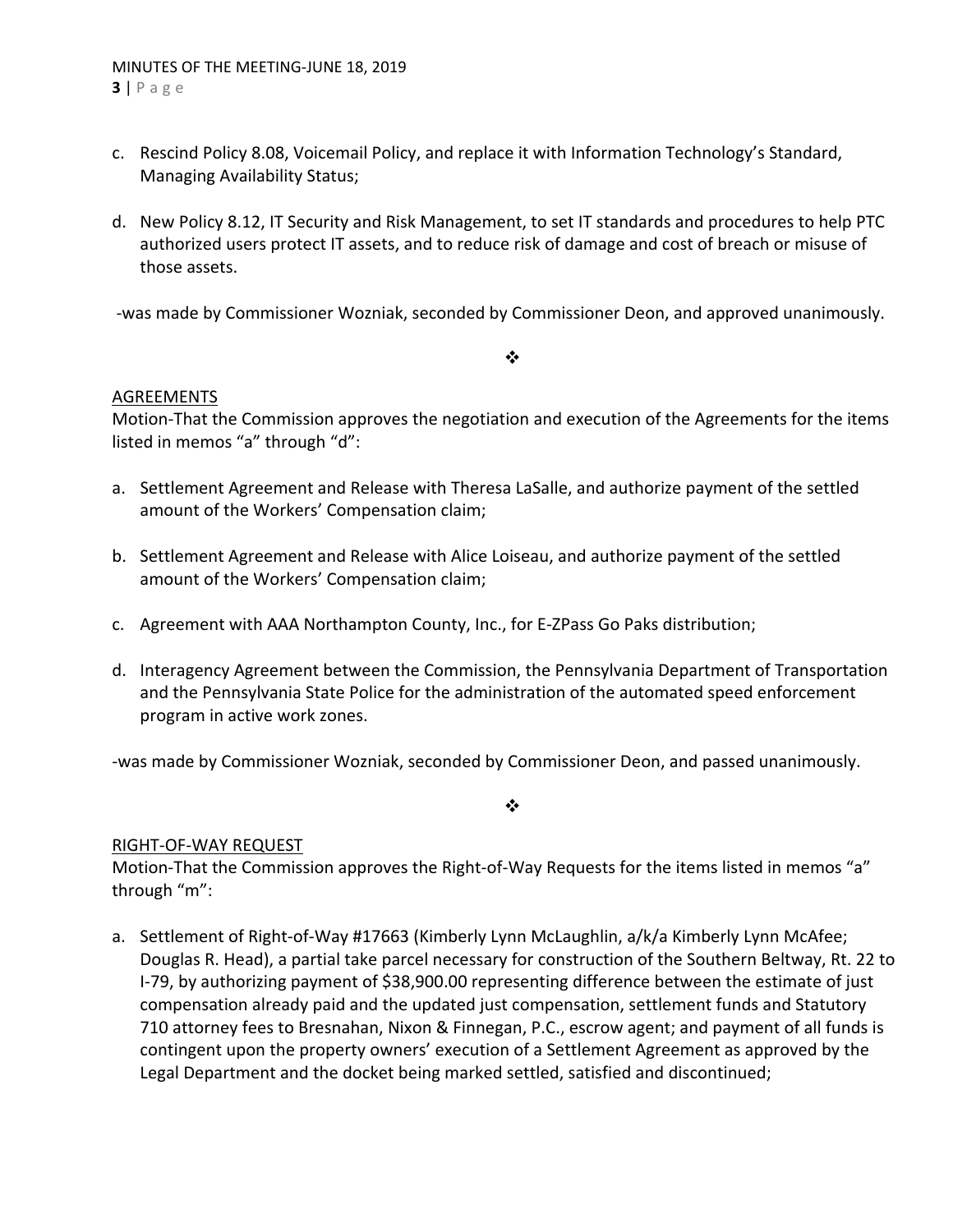c. Rescind Policy 8.08, Voicemail Policy, and replace it with Information Technology's Standard, Managing Availability Status;

d. New Policy 8.12, IT Security and Risk Management, to set IT standards and procedures to help PTC authorized users protect IT assets, and to reduce risk of damage and cost of breach or misuse of those assets.

-was made by Commissioner Wozniak, seconded by Commissioner Deon, and approved unanimously.

❖

<u>AGREEMENTS</u>

Motion-That the Commission approves the negotiation and execution of the Agreements for the items listed in memos "a" through "d":

a. Settlement Agreement and Release with Theresa LaSalle, and authorize payment of the settled amount of the Workers' Compensation claim;

b. Settlement Agreement and Release with Alice Loiseau, and authorize payment of the settled amount of the Workers' Compensation claim;

c. Agreement with AAA Northampton County, Inc., for E-ZPass Go Paks distribution;

d. Interagency Agreement between the Commission, the Pennsylvania Department of Transportation and the Pennsylvania State Police for the administration of the automated speed enforcement program in active work zones.

-was made by Commissioner Wozniak, seconded by Commissioner Deon, and passed unanimously.

❖

<u>RIGHT-OF-WAY REQUEST</u>

Motion-That the Commission approves the Right-of-Way Requests for the items listed in memos "a" through "m":

a. Settlement of Right-of-Way #17663 (Kimberly Lynn McLaughlin, a/k/a Kimberly Lynn McAfee; Douglas R. Head), a partial take parcel necessary for construction of the Southern Beltway, Rt. 22 to I-79, by authorizing payment of $38,900.00 representing difference between the estimate of just compensation already paid and the updated just compensation, settlement funds and Statutory 710 attorney fees to Bresnahan, Nixon & Finnegan, P.C., escrow agent; and payment of all funds is contingent upon the property owners' execution of a Settlement Agreement as approved by the Legal Department and the docket being marked settled, satisfied and discontinued;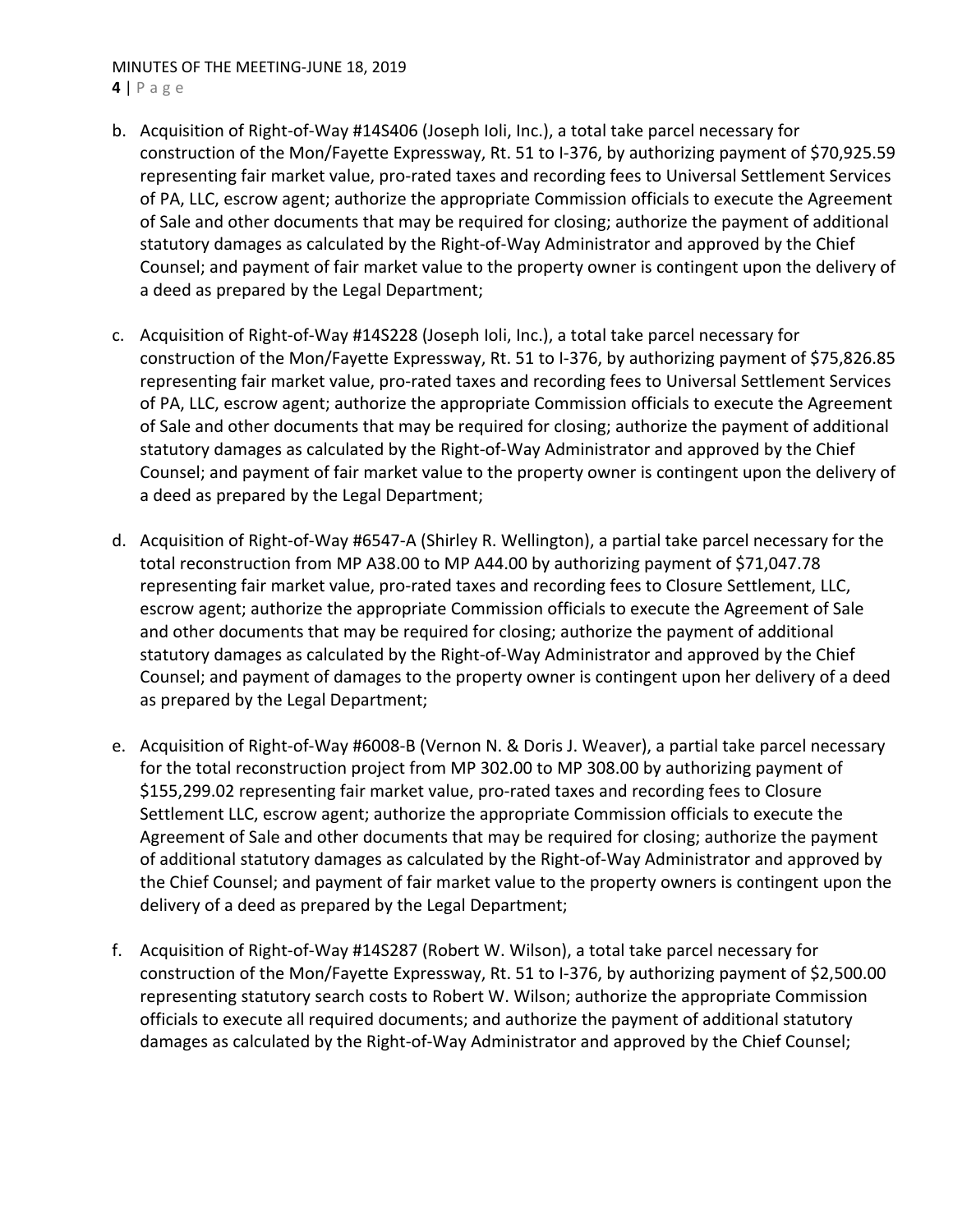b. Acquisition of Right-of-Way #14S406 (Joseph Ioli, Inc.), a total take parcel necessary for construction of the Mon/Fayette Expressway, Rt. 51 to I-376, by authorizing payment of $70,925.59 representing fair market value, pro-rated taxes and recording fees to Universal Settlement Services of PA, LLC, escrow agent; authorize the appropriate Commission officials to execute the Agreement of Sale and other documents that may be required for closing; authorize the payment of additional statutory damages as calculated by the Right-of-Way Administrator and approved by the Chief Counsel; and payment of fair market value to the property owner is contingent upon the delivery of a deed as prepared by the Legal Department;

c. Acquisition of Right-of-Way #14S228 (Joseph Ioli, Inc.), a total take parcel necessary for construction of the Mon/Fayette Expressway, Rt. 51 to I-376, by authorizing payment of $75,826.85 representing fair market value, pro-rated taxes and recording fees to Universal Settlement Services of PA, LLC, escrow agent; authorize the appropriate Commission officials to execute the Agreement of Sale and other documents that may be required for closing; authorize the payment of additional statutory damages as calculated by the Right-of-Way Administrator and approved by the Chief Counsel; and payment of fair market value to the property owner is contingent upon the delivery of a deed as prepared by the Legal Department;

d. Acquisition of Right-of-Way #6547-A (Shirley R. Wellington), a partial take parcel necessary for the total reconstruction from MP A38.00 to MP A44.00 by authorizing payment of $71,047.78 representing fair market value, pro-rated taxes and recording fees to Closure Settlement, LLC, escrow agent; authorize the appropriate Commission officials to execute the Agreement of Sale and other documents that may be required for closing; authorize the payment of additional statutory damages as calculated by the Right-of-Way Administrator and approved by the Chief Counsel; and payment of damages to the property owner is contingent upon her delivery of a deed as prepared by the Legal Department;

e. Acquisition of Right-of-Way #6008-B (Vernon N. & Doris J. Weaver), a partial take parcel necessary for the total reconstruction project from MP 302.00 to MP 308.00 by authorizing payment of $155,299.02 representing fair market value, pro-rated taxes and recording fees to Closure Settlement LLC, escrow agent; authorize the appropriate Commission officials to execute the Agreement of Sale and other documents that may be required for closing; authorize the payment of additional statutory damages as calculated by the Right-of-Way Administrator and approved by the Chief Counsel; and payment of fair market value to the property owners is contingent upon the delivery of a deed as prepared by the Legal Department;

f. Acquisition of Right-of-Way #14S287 (Robert W. Wilson), a total take parcel necessary for construction of the Mon/Fayette Expressway, Rt. 51 to I-376, by authorizing payment of $2,500.00 representing statutory search costs to Robert W. Wilson; authorize the appropriate Commission officials to execute all required documents; and authorize the payment of additional statutory damages as calculated by the Right-of-Way Administrator and approved by the Chief Counsel;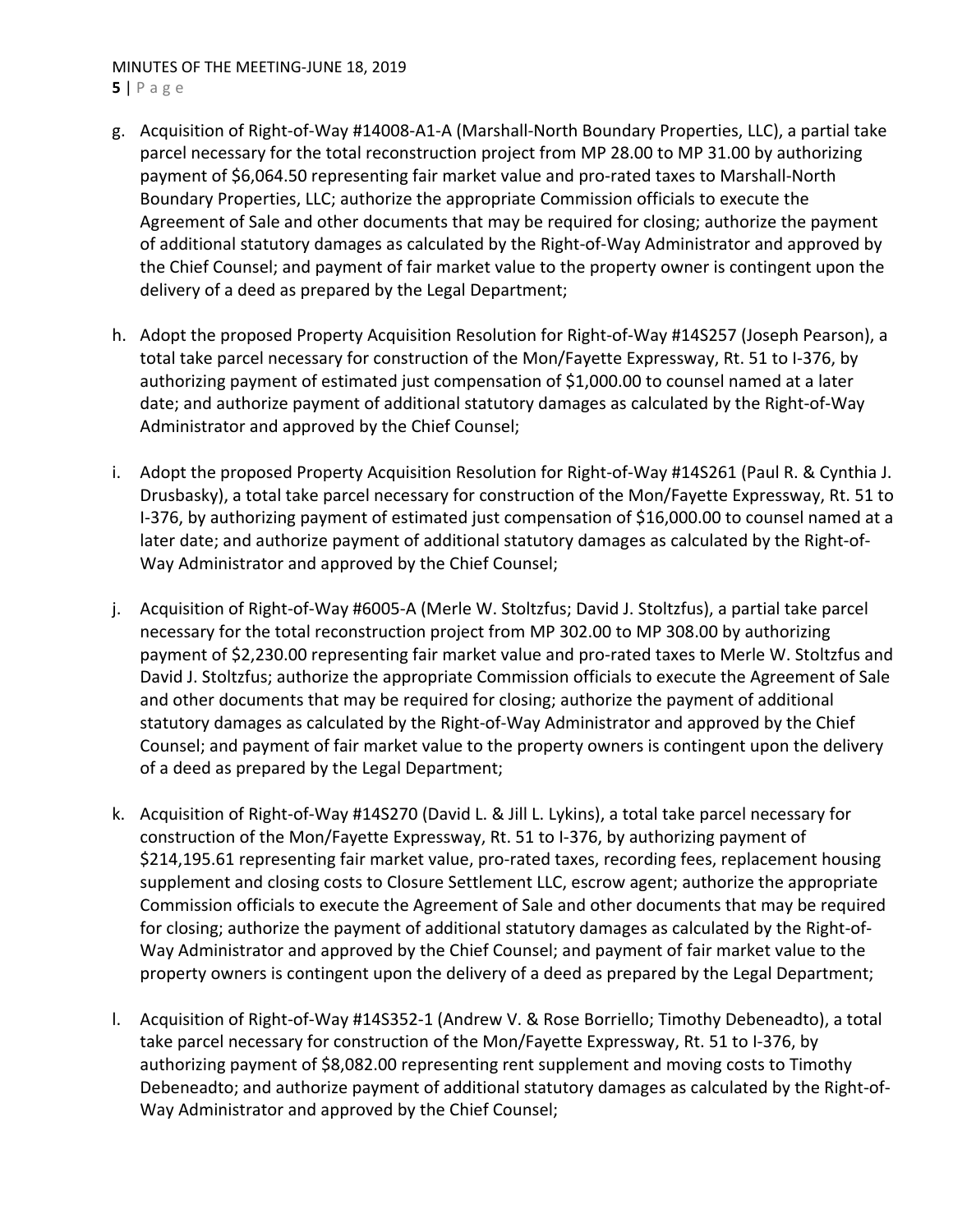g. Acquisition of Right-of-Way #14008-A1-A (Marshall-North Boundary Properties, LLC), a partial take parcel necessary for the total reconstruction project from MP 28.00 to MP 31.00 by authorizing payment of $6,064.50 representing fair market value and pro-rated taxes to Marshall-North Boundary Properties, LLC; authorize the appropriate Commission officials to execute the Agreement of Sale and other documents that may be required for closing; authorize the payment of additional statutory damages as calculated by the Right-of-Way Administrator and approved by the Chief Counsel; and payment of fair market value to the property owner is contingent upon the delivery of a deed as prepared by the Legal Department;

h. Adopt the proposed Property Acquisition Resolution for Right-of-Way #14S257 (Joseph Pearson), a total take parcel necessary for construction of the Mon/Fayette Expressway, Rt. 51 to I-376, by authorizing payment of estimated just compensation of $1,000.00 to counsel named at a later date; and authorize payment of additional statutory damages as calculated by the Right-of-Way Administrator and approved by the Chief Counsel;

i. Adopt the proposed Property Acquisition Resolution for Right-of-Way #14S261 (Paul R. & Cynthia J. Drusbasky), a total take parcel necessary for construction of the Mon/Fayette Expressway, Rt. 51 to I-376, by authorizing payment of estimated just compensation of $16,000.00 to counsel named at a later date; and authorize payment of additional statutory damages as calculated by the Right-of-Way Administrator and approved by the Chief Counsel;

j. Acquisition of Right-of-Way #6005-A (Merle W. Stoltzfus; David J. Stoltzfus), a partial take parcel necessary for the total reconstruction project from MP 302.00 to MP 308.00 by authorizing payment of $2,230.00 representing fair market value and pro-rated taxes to Merle W. Stoltzfus and David J. Stoltzfus; authorize the appropriate Commission officials to execute the Agreement of Sale and other documents that may be required for closing; authorize the payment of additional statutory damages as calculated by the Right-of-Way Administrator and approved by the Chief Counsel; and payment of fair market value to the property owners is contingent upon the delivery of a deed as prepared by the Legal Department;

k. Acquisition of Right-of-Way #14S270 (David L. & Jill L. Lykins), a total take parcel necessary for construction of the Mon/Fayette Expressway, Rt. 51 to I-376, by authorizing payment of $214,195.61 representing fair market value, pro-rated taxes, recording fees, replacement housing supplement and closing costs to Closure Settlement LLC, escrow agent; authorize the appropriate Commission officials to execute the Agreement of Sale and other documents that may be required for closing; authorize the payment of additional statutory damages as calculated by the Right-of-Way Administrator and approved by the Chief Counsel; and payment of fair market value to the property owners is contingent upon the delivery of a deed as prepared by the Legal Department;

l. Acquisition of Right-of-Way #14S352-1 (Andrew V. & Rose Borriello; Timothy Debeneadto), a total take parcel necessary for construction of the Mon/Fayette Expressway, Rt. 51 to I-376, by authorizing payment of $8,082.00 representing rent supplement and moving costs to Timothy Debeneadto; and authorize payment of additional statutory damages as calculated by the Right-of-Way Administrator and approved by the Chief Counsel;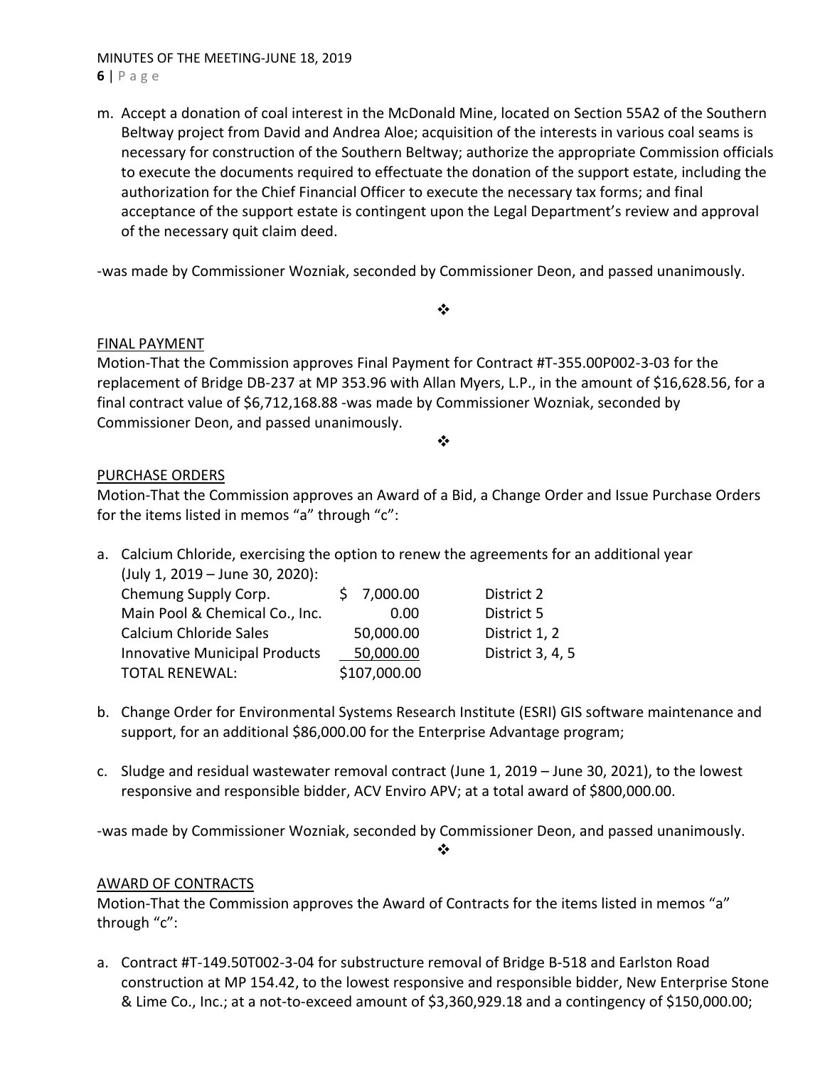m. Accept a donation of coal interest in the McDonald Mine, located on Section 55A2 of the Southern Beltway project from David and Andrea Aloe; acquisition of the interests in various coal seams is necessary for construction of the Southern Beltway; authorize the appropriate Commission officials to execute the documents required to effectuate the donation of the support estate, including the authorization for the Chief Financial Officer to execute the necessary tax forms; and final acceptance of the support estate is contingent upon the Legal Department's review and approval of the necessary quit claim deed.

-was made by Commissioner Wozniak, seconded by Commissioner Deon, and passed unanimously.

❖

FINAL PAYMENT

Motion-That the Commission approves Final Payment for Contract #T-355.00P002-3-03 for the replacement of Bridge DB-237 at MP 353.96 with Allan Myers, L.P., in the amount of $16,628.56, for a final contract value of $6,712,168.88 -was made by Commissioner Wozniak, seconded by Commissioner Deon, and passed unanimously.

❖

PURCHASE ORDERS

Motion-That the Commission approves an Award of a Bid, a Change Order and Issue Purchase Orders for the items listed in memos "a" through "c":

a. Calcium Chloride, exercising the option to renew the agreements for an additional year (July 1, 2019 – June 30, 2020):

| | | |
|---|---|---|
| Chemung Supply Corp. | $ 7,000.00 | District 2 |
| Main Pool & Chemical Co., Inc. | 0.00 | District 5 |
| Calcium Chloride Sales | 50,000.00 | District 1, 2 |
| Innovative Municipal Products | 50,000.00 | District 3, 4, 5 |
| TOTAL RENEWAL: | $107,000.00 | |

b. Change Order for Environmental Systems Research Institute (ESRI) GIS software maintenance and support, for an additional $86,000.00 for the Enterprise Advantage program;

c. Sludge and residual wastewater removal contract (June 1, 2019 – June 30, 2021), to the lowest responsive and responsible bidder, ACV Enviro APV; at a total award of $800,000.00.

-was made by Commissioner Wozniak, seconded by Commissioner Deon, and passed unanimously.

❖

AWARD OF CONTRACTS

Motion-That the Commission approves the Award of Contracts for the items listed in memos "a" through "c":

a. Contract #T-149.50T002-3-04 for substructure removal of Bridge B-518 and Earlston Road construction at MP 154.42, to the lowest responsive and responsible bidder, New Enterprise Stone & Lime Co., Inc.; at a not-to-exceed amount of $3,360,929.18 and a contingency of $150,000.00;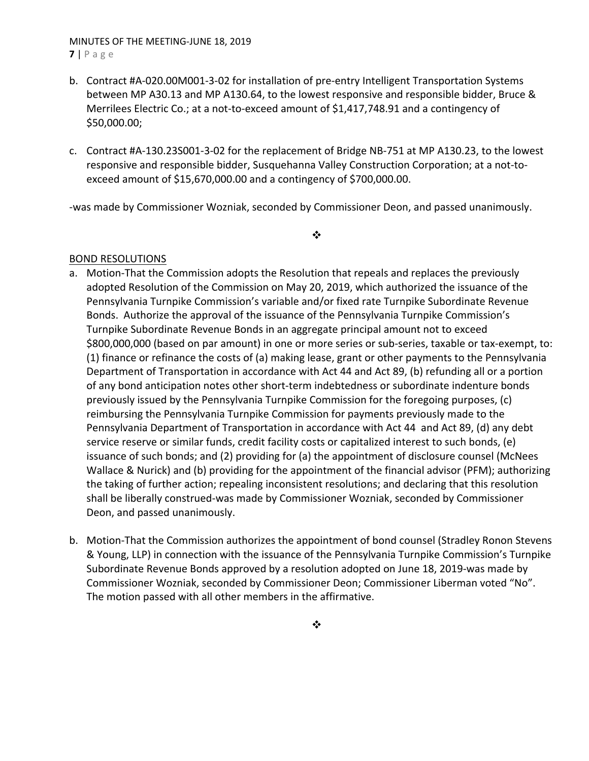b. Contract #A-020.00M001-3-02 for installation of pre-entry Intelligent Transportation Systems between MP A30.13 and MP A130.64, to the lowest responsive and responsible bidder, Bruce & Merrilees Electric Co.; at a not-to-exceed amount of $1,417,748.91 and a contingency of $50,000.00;

c. Contract #A-130.23S001-3-02 for the replacement of Bridge NB-751 at MP A130.23, to the lowest responsive and responsible bidder, Susquehanna Valley Construction Corporation; at a not-to-exceed amount of $15,670,000.00 and a contingency of $700,000.00.

-was made by Commissioner Wozniak, seconded by Commissioner Deon, and passed unanimously.

❖

BOND RESOLUTIONS

a. Motion-That the Commission adopts the Resolution that repeals and replaces the previously adopted Resolution of the Commission on May 20, 2019, which authorized the issuance of the Pennsylvania Turnpike Commission's variable and/or fixed rate Turnpike Subordinate Revenue Bonds. Authorize the approval of the issuance of the Pennsylvania Turnpike Commission's Turnpike Subordinate Revenue Bonds in an aggregate principal amount not to exceed $800,000,000 (based on par amount) in one or more series or sub-series, taxable or tax-exempt, to: (1) finance or refinance the costs of (a) making lease, grant or other payments to the Pennsylvania Department of Transportation in accordance with Act 44 and Act 89, (b) refunding all or a portion of any bond anticipation notes other short-term indebtedness or subordinate indenture bonds previously issued by the Pennsylvania Turnpike Commission for the foregoing purposes, (c) reimbursing the Pennsylvania Turnpike Commission for payments previously made to the Pennsylvania Department of Transportation in accordance with Act 44 and Act 89, (d) any debt service reserve or similar funds, credit facility costs or capitalized interest to such bonds, (e) issuance of such bonds; and (2) providing for (a) the appointment of disclosure counsel (McNees Wallace & Nurick) and (b) providing for the appointment of the financial advisor (PFM); authorizing the taking of further action; repealing inconsistent resolutions; and declaring that this resolution shall be liberally construed-was made by Commissioner Wozniak, seconded by Commissioner Deon, and passed unanimously.

b. Motion-That the Commission authorizes the appointment of bond counsel (Stradley Ronon Stevens & Young, LLP) in connection with the issuance of the Pennsylvania Turnpike Commission's Turnpike Subordinate Revenue Bonds approved by a resolution adopted on June 18, 2019-was made by Commissioner Wozniak, seconded by Commissioner Deon; Commissioner Liberman voted "No". The motion passed with all other members in the affirmative.

❖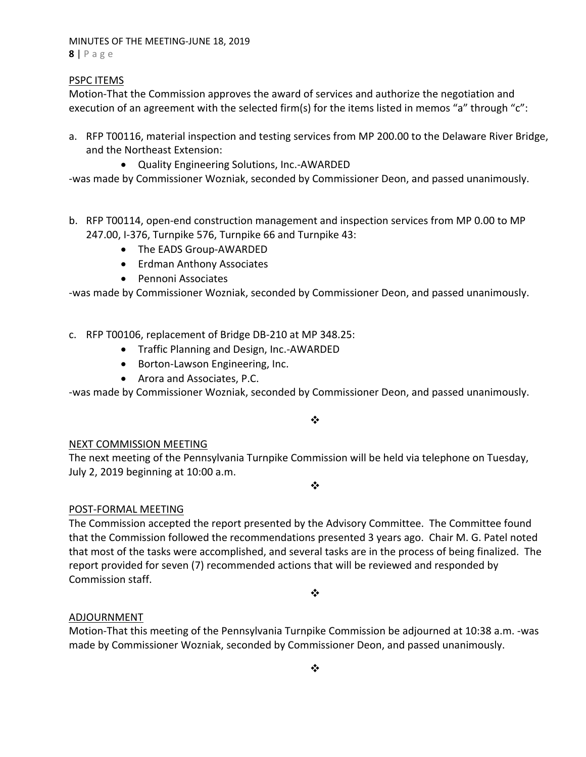PSPC ITEMS

Motion-That the Commission approves the award of services and authorize the negotiation and execution of an agreement with the selected firm(s) for the items listed in memos "a" through "c":

a. RFP T00116, material inspection and testing services from MP 200.00 to the Delaware River Bridge, and the Northeast Extension:
   - Quality Engineering Solutions, Inc.-AWARDED

-was made by Commissioner Wozniak, seconded by Commissioner Deon, and passed unanimously.

b. RFP T00114, open-end construction management and inspection services from MP 0.00 to MP 247.00, I-376, Turnpike 576, Turnpike 66 and Turnpike 43:
   - The EADS Group-AWARDED
   - Erdman Anthony Associates
   - Pennoni Associates

-was made by Commissioner Wozniak, seconded by Commissioner Deon, and passed unanimously.

c. RFP T00106, replacement of Bridge DB-210 at MP 348.25:
   - Traffic Planning and Design, Inc.-AWARDED
   - Borton-Lawson Engineering, Inc.
   - Arora and Associates, P.C.

-was made by Commissioner Wozniak, seconded by Commissioner Deon, and passed unanimously.

❖

NEXT COMMISSION MEETING

The next meeting of the Pennsylvania Turnpike Commission will be held via telephone on Tuesday, July 2, 2019 beginning at 10:00 a.m.

❖

POST-FORMAL MEETING

The Commission accepted the report presented by the Advisory Committee. The Committee found that the Commission followed the recommendations presented 3 years ago. Chair M. G. Patel noted that most of the tasks were accomplished, and several tasks are in the process of being finalized. The report provided for seven (7) recommended actions that will be reviewed and responded by Commission staff.

❖

ADJOURNMENT

Motion-That this meeting of the Pennsylvania Turnpike Commission be adjourned at 10:38 a.m. -was made by Commissioner Wozniak, seconded by Commissioner Deon, and passed unanimously.

❖